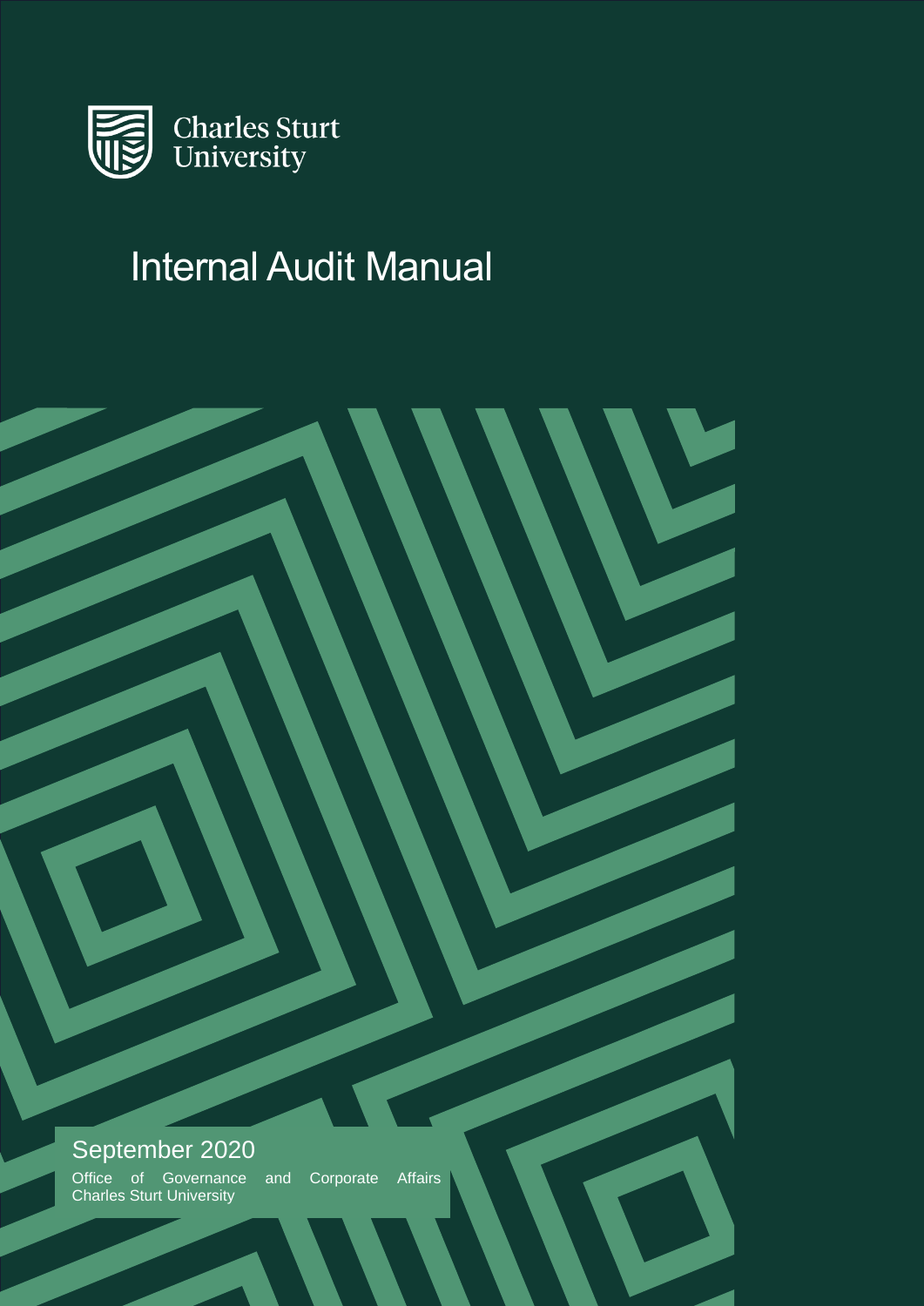Charles Sturt University

# Internal Audit Manual

September 2020

Office of Governance and Corporate Affairs
Charles Sturt University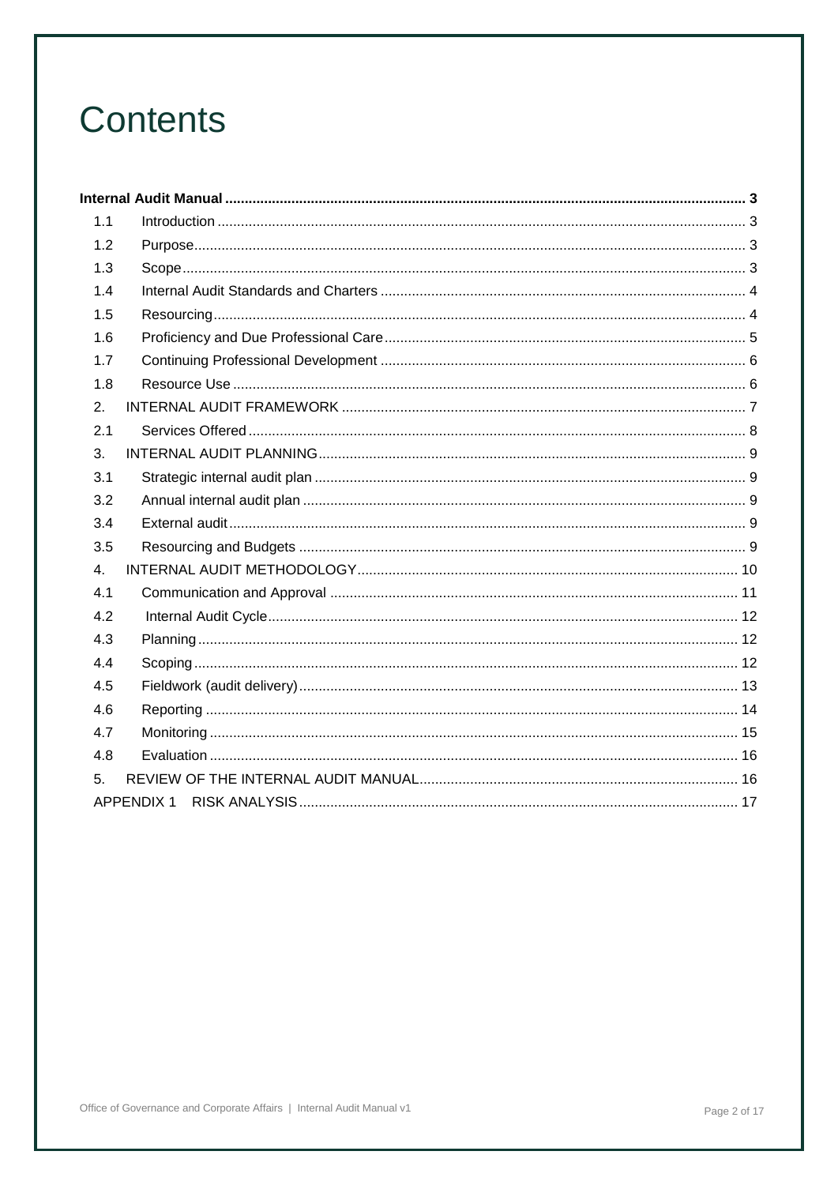# Contents

**Internal Audit Manual** ... 3

- 1.1 Introduction ... 3
- 1.2 Purpose ... 3
- 1.3 Scope ... 3
- 1.4 Internal Audit Standards and Charters ... 4
- 1.5 Resourcing ... 4
- 1.6 Proficiency and Due Professional Care ... 5
- 1.7 Continuing Professional Development ... 6
- 1.8 Resource Use ... 6
- 2. INTERNAL AUDIT FRAMEWORK ... 7
- 2.1 Services Offered ... 8
- 3. INTERNAL AUDIT PLANNING ... 9
- 3.1 Strategic internal audit plan ... 9
- 3.2 Annual internal audit plan ... 9
- 3.4 External audit ... 9
- 3.5 Resourcing and Budgets ... 9
- 4. INTERNAL AUDIT METHODOLOGY ... 10
- 4.1 Communication and Approval ... 11
- 4.2 Internal Audit Cycle ... 12
- 4.3 Planning ... 12
- 4.4 Scoping ... 12
- 4.5 Fieldwork (audit delivery) ... 13
- 4.6 Reporting ... 14
- 4.7 Monitoring ... 15
- 4.8 Evaluation ... 16
- 5. REVIEW OF THE INTERNAL AUDIT MANUAL ... 16
- APPENDIX 1 RISK ANALYSIS ... 17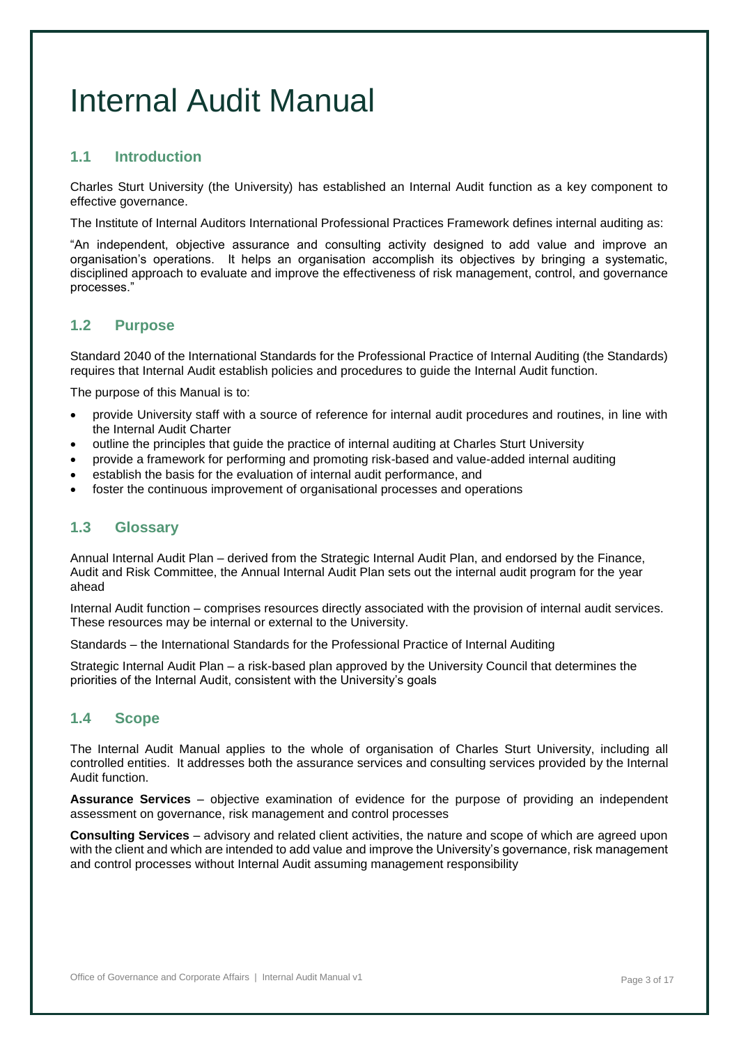# Internal Audit Manual

## 1.1 Introduction

Charles Sturt University (the University) has established an Internal Audit function as a key component to effective governance.

The Institute of Internal Auditors International Professional Practices Framework defines internal auditing as:

"An independent, objective assurance and consulting activity designed to add value and improve an organisation's operations. It helps an organisation accomplish its objectives by bringing a systematic, disciplined approach to evaluate and improve the effectiveness of risk management, control, and governance processes."

## 1.2 Purpose

Standard 2040 of the International Standards for the Professional Practice of Internal Auditing (the Standards) requires that Internal Audit establish policies and procedures to guide the Internal Audit function.

The purpose of this Manual is to:

- provide University staff with a source of reference for internal audit procedures and routines, in line with the Internal Audit Charter
- outline the principles that guide the practice of internal auditing at Charles Sturt University
- provide a framework for performing and promoting risk-based and value-added internal auditing
- establish the basis for the evaluation of internal audit performance, and
- foster the continuous improvement of organisational processes and operations

## 1.3 Glossary

Annual Internal Audit Plan – derived from the Strategic Internal Audit Plan, and endorsed by the Finance, Audit and Risk Committee, the Annual Internal Audit Plan sets out the internal audit program for the year ahead

Internal Audit function – comprises resources directly associated with the provision of internal audit services. These resources may be internal or external to the University.

Standards – the International Standards for the Professional Practice of Internal Auditing

Strategic Internal Audit Plan – a risk-based plan approved by the University Council that determines the priorities of the Internal Audit, consistent with the University's goals

## 1.4 Scope

The Internal Audit Manual applies to the whole of organisation of Charles Sturt University, including all controlled entities. It addresses both the assurance services and consulting services provided by the Internal Audit function.

**Assurance Services** – objective examination of evidence for the purpose of providing an independent assessment on governance, risk management and control processes

**Consulting Services** – advisory and related client activities, the nature and scope of which are agreed upon with the client and which are intended to add value and improve the University's governance, risk management and control processes without Internal Audit assuming management responsibility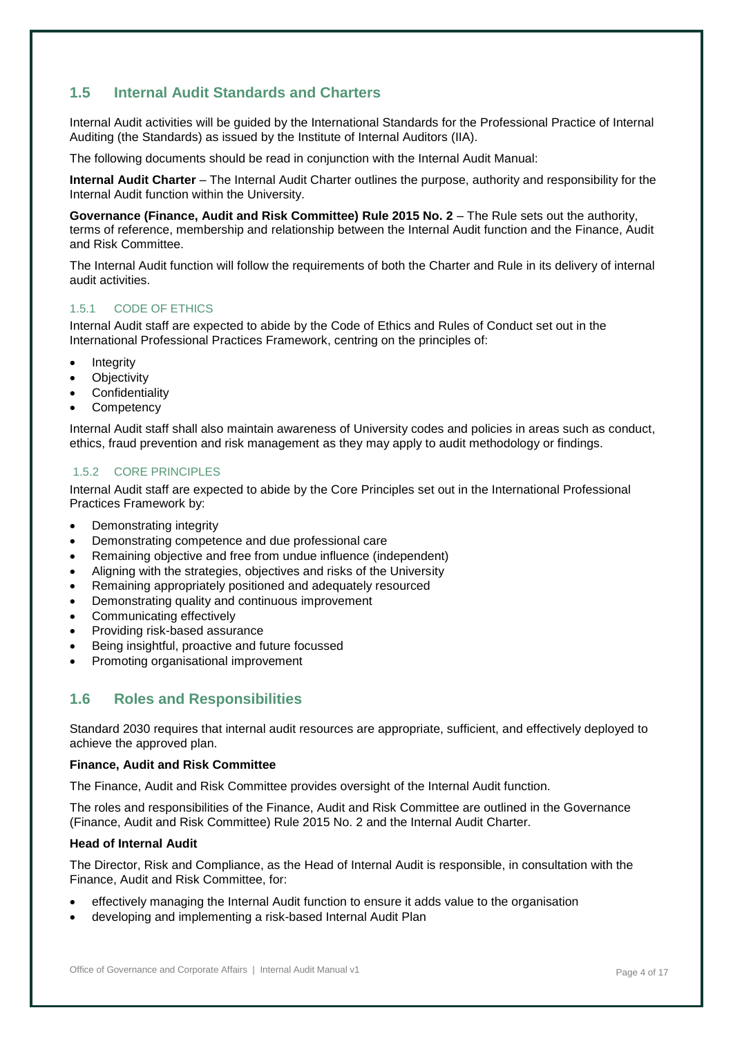## 1.5 Internal Audit Standards and Charters

Internal Audit activities will be guided by the International Standards for the Professional Practice of Internal Auditing (the Standards) as issued by the Institute of Internal Auditors (IIA).

The following documents should be read in conjunction with the Internal Audit Manual:

**Internal Audit Charter** – The Internal Audit Charter outlines the purpose, authority and responsibility for the Internal Audit function within the University.

**Governance (Finance, Audit and Risk Committee) Rule 2015 No. 2** – The Rule sets out the authority, terms of reference, membership and relationship between the Internal Audit function and the Finance, Audit and Risk Committee.

The Internal Audit function will follow the requirements of both the Charter and Rule in its delivery of internal audit activities.

### 1.5.1 CODE OF ETHICS

Internal Audit staff are expected to abide by the Code of Ethics and Rules of Conduct set out in the International Professional Practices Framework, centring on the principles of:

- Integrity
- Objectivity
- Confidentiality
- Competency

Internal Audit staff shall also maintain awareness of University codes and policies in areas such as conduct, ethics, fraud prevention and risk management as they may apply to audit methodology or findings.

### 1.5.2 CORE PRINCIPLES

Internal Audit staff are expected to abide by the Core Principles set out in the International Professional Practices Framework by:

- Demonstrating integrity
- Demonstrating competence and due professional care
- Remaining objective and free from undue influence (independent)
- Aligning with the strategies, objectives and risks of the University
- Remaining appropriately positioned and adequately resourced
- Demonstrating quality and continuous improvement
- Communicating effectively
- Providing risk-based assurance
- Being insightful, proactive and future focussed
- Promoting organisational improvement

## 1.6 Roles and Responsibilities

Standard 2030 requires that internal audit resources are appropriate, sufficient, and effectively deployed to achieve the approved plan.

**Finance, Audit and Risk Committee**

The Finance, Audit and Risk Committee provides oversight of the Internal Audit function.

The roles and responsibilities of the Finance, Audit and Risk Committee are outlined in the Governance (Finance, Audit and Risk Committee) Rule 2015 No. 2 and the Internal Audit Charter.

**Head of Internal Audit**

The Director, Risk and Compliance, as the Head of Internal Audit is responsible, in consultation with the Finance, Audit and Risk Committee, for:

- effectively managing the Internal Audit function to ensure it adds value to the organisation
- developing and implementing a risk-based Internal Audit Plan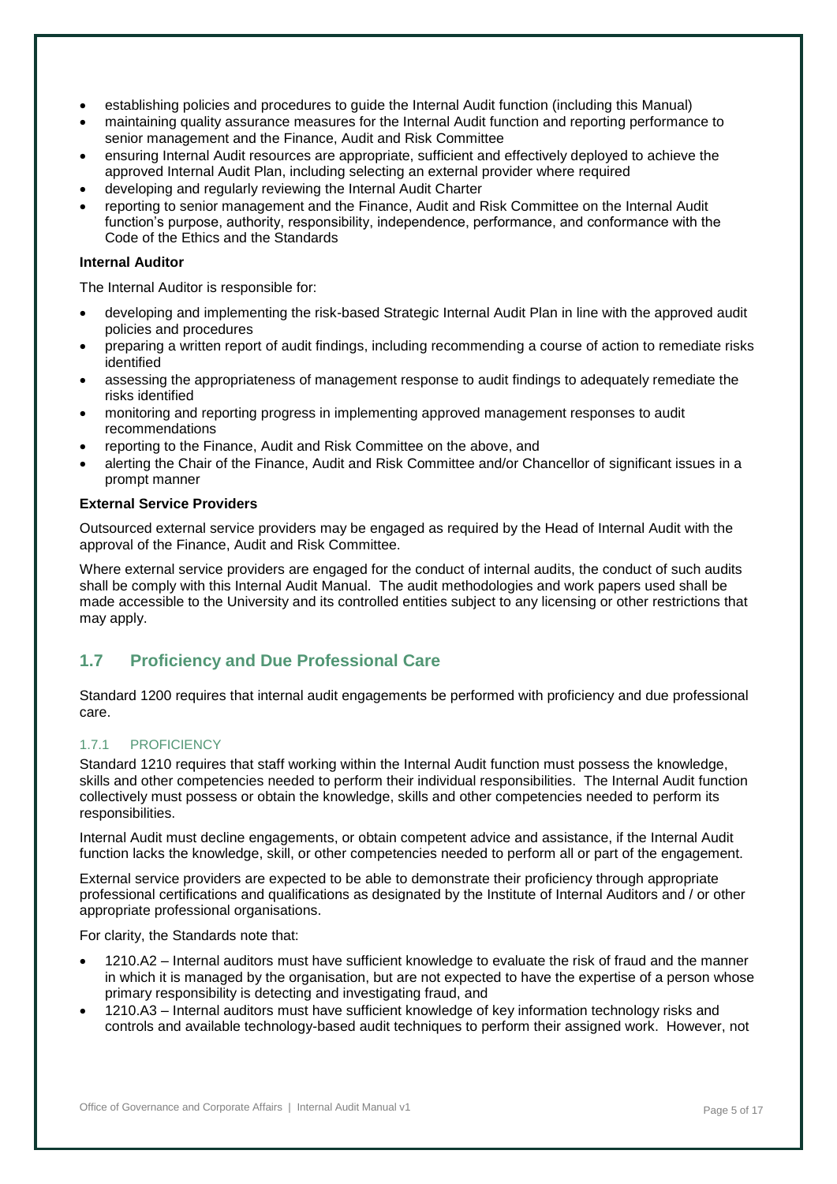- establishing policies and procedures to guide the Internal Audit function (including this Manual)
- maintaining quality assurance measures for the Internal Audit function and reporting performance to senior management and the Finance, Audit and Risk Committee
- ensuring Internal Audit resources are appropriate, sufficient and effectively deployed to achieve the approved Internal Audit Plan, including selecting an external provider where required
- developing and regularly reviewing the Internal Audit Charter
- reporting to senior management and the Finance, Audit and Risk Committee on the Internal Audit function's purpose, authority, responsibility, independence, performance, and conformance with the Code of the Ethics and the Standards

**Internal Auditor**

The Internal Auditor is responsible for:

- developing and implementing the risk-based Strategic Internal Audit Plan in line with the approved audit policies and procedures
- preparing a written report of audit findings, including recommending a course of action to remediate risks identified
- assessing the appropriateness of management response to audit findings to adequately remediate the risks identified
- monitoring and reporting progress in implementing approved management responses to audit recommendations
- reporting to the Finance, Audit and Risk Committee on the above, and
- alerting the Chair of the Finance, Audit and Risk Committee and/or Chancellor of significant issues in a prompt manner

**External Service Providers**

Outsourced external service providers may be engaged as required by the Head of Internal Audit with the approval of the Finance, Audit and Risk Committee.

Where external service providers are engaged for the conduct of internal audits, the conduct of such audits shall be comply with this Internal Audit Manual. The audit methodologies and work papers used shall be made accessible to the University and its controlled entities subject to any licensing or other restrictions that may apply.

## 1.7 Proficiency and Due Professional Care

Standard 1200 requires that internal audit engagements be performed with proficiency and due professional care.

### 1.7.1 PROFICIENCY

Standard 1210 requires that staff working within the Internal Audit function must possess the knowledge, skills and other competencies needed to perform their individual responsibilities. The Internal Audit function collectively must possess or obtain the knowledge, skills and other competencies needed to perform its responsibilities.

Internal Audit must decline engagements, or obtain competent advice and assistance, if the Internal Audit function lacks the knowledge, skill, or other competencies needed to perform all or part of the engagement.

External service providers are expected to be able to demonstrate their proficiency through appropriate professional certifications and qualifications as designated by the Institute of Internal Auditors and / or other appropriate professional organisations.

For clarity, the Standards note that:

- 1210.A2 – Internal auditors must have sufficient knowledge to evaluate the risk of fraud and the manner in which it is managed by the organisation, but are not expected to have the expertise of a person whose primary responsibility is detecting and investigating fraud, and
- 1210.A3 – Internal auditors must have sufficient knowledge of key information technology risks and controls and available technology-based audit techniques to perform their assigned work. However, not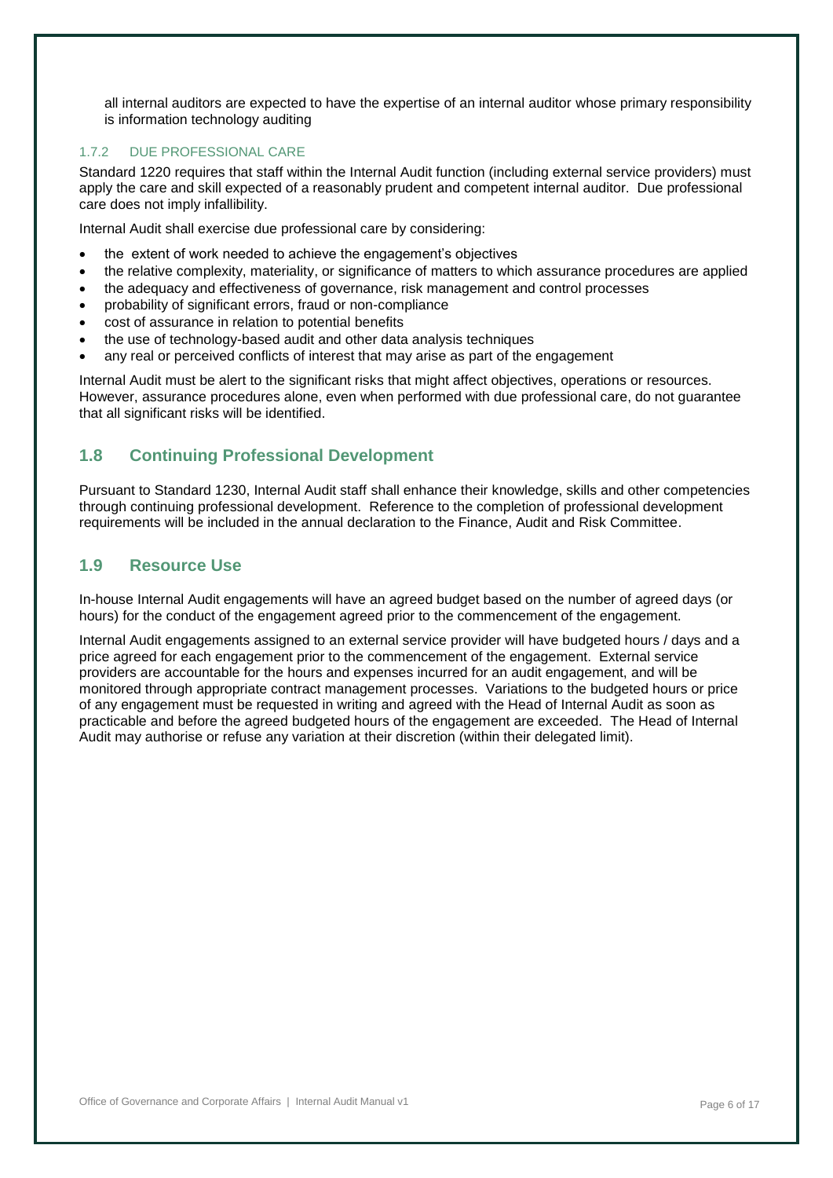all internal auditors are expected to have the expertise of an internal auditor whose primary responsibility is information technology auditing

#### 1.7.2 DUE PROFESSIONAL CARE

Standard 1220 requires that staff within the Internal Audit function (including external service providers) must apply the care and skill expected of a reasonably prudent and competent internal auditor. Due professional care does not imply infallibility.

Internal Audit shall exercise due professional care by considering:

- the extent of work needed to achieve the engagement's objectives
- the relative complexity, materiality, or significance of matters to which assurance procedures are applied
- the adequacy and effectiveness of governance, risk management and control processes
- probability of significant errors, fraud or non-compliance
- cost of assurance in relation to potential benefits
- the use of technology-based audit and other data analysis techniques
- any real or perceived conflicts of interest that may arise as part of the engagement

Internal Audit must be alert to the significant risks that might affect objectives, operations or resources. However, assurance procedures alone, even when performed with due professional care, do not guarantee that all significant risks will be identified.

## 1.8 Continuing Professional Development

Pursuant to Standard 1230, Internal Audit staff shall enhance their knowledge, skills and other competencies through continuing professional development. Reference to the completion of professional development requirements will be included in the annual declaration to the Finance, Audit and Risk Committee.

## 1.9 Resource Use

In-house Internal Audit engagements will have an agreed budget based on the number of agreed days (or hours) for the conduct of the engagement agreed prior to the commencement of the engagement.

Internal Audit engagements assigned to an external service provider will have budgeted hours / days and a price agreed for each engagement prior to the commencement of the engagement. External service providers are accountable for the hours and expenses incurred for an audit engagement, and will be monitored through appropriate contract management processes. Variations to the budgeted hours or price of any engagement must be requested in writing and agreed with the Head of Internal Audit as soon as practicable and before the agreed budgeted hours of the engagement are exceeded. The Head of Internal Audit may authorise or refuse any variation at their discretion (within their delegated limit).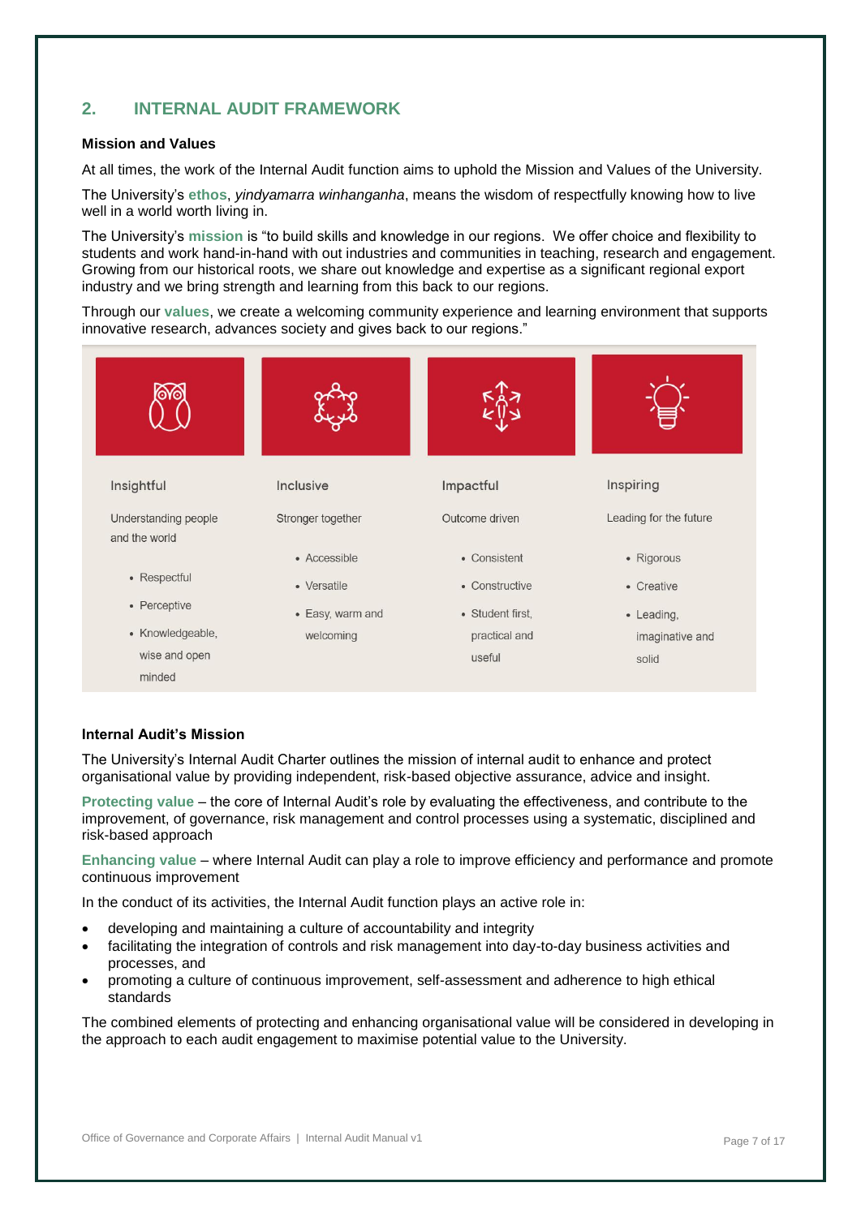## 2. INTERNAL AUDIT FRAMEWORK

**Mission and Values**

At all times, the work of the Internal Audit function aims to uphold the Mission and Values of the University.

The University's **ethos**, *yindyamarra winhanganha*, means the wisdom of respectfully knowing how to live well in a world worth living in.

The University's **mission** is "to build skills and knowledge in our regions. We offer choice and flexibility to students and work hand-in-hand with out industries and communities in teaching, research and engagement. Growing from our historical roots, we share out knowledge and expertise as a significant regional export industry and we bring strength and learning from this back to our regions.

Through our **values**, we create a welcoming community experience and learning environment that supports innovative research, advances society and gives back to our regions."

| Insightful | Inclusive | Impactful | Inspiring |
|---|---|---|---|
| Understanding people and the world | Stronger together | Outcome driven | Leading for the future |
| • Respectful<br>• Perceptive<br>• Knowledgeable, wise and open minded | • Accessible<br>• Versatile<br>• Easy, warm and welcoming | • Consistent<br>• Constructive<br>• Student first, practical and useful | • Rigorous<br>• Creative<br>• Leading, imaginative and solid |

**Internal Audit's Mission**

The University's Internal Audit Charter outlines the mission of internal audit to enhance and protect organisational value by providing independent, risk-based objective assurance, advice and insight.

**Protecting value** – the core of Internal Audit's role by evaluating the effectiveness, and contribute to the improvement, of governance, risk management and control processes using a systematic, disciplined and risk-based approach

**Enhancing value** – where Internal Audit can play a role to improve efficiency and performance and promote continuous improvement

In the conduct of its activities, the Internal Audit function plays an active role in:

- developing and maintaining a culture of accountability and integrity
- facilitating the integration of controls and risk management into day-to-day business activities and processes, and
- promoting a culture of continuous improvement, self-assessment and adherence to high ethical standards

The combined elements of protecting and enhancing organisational value will be considered in developing in the approach to each audit engagement to maximise potential value to the University.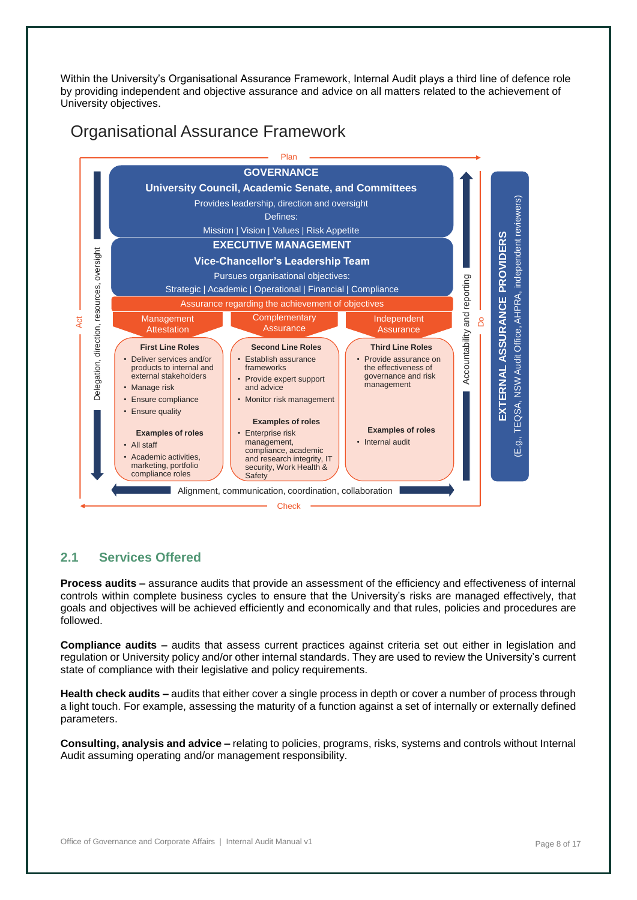Within the University's Organisational Assurance Framework, Internal Audit plays a third line of defence role by providing independent and objective assurance and advice on all matters related to the achievement of University objectives.

## Organisational Assurance Framework

Plan

**GOVERNANCE**

**University Council, Academic Senate, and Committees**

Provides leadership, direction and oversight

Defines:

Mission | Vision | Values | Risk Appetite

**EXECUTIVE MANAGEMENT**

**Vice-Chancellor's Leadership Team**

Pursues organisational objectives:

Strategic | Academic | Operational | Financial | Compliance

Assurance regarding the achievement of objectives

| Management Attestation | Complementary Assurance | Independent Assurance |
|---|---|---|
| **First Line Roles**<br>• Deliver services and/or products to internal and external stakeholders<br>• Manage risk<br>• Ensure compliance<br>• Ensure quality<br><br>**Examples of roles**<br>• All staff<br>• Academic activities, marketing, portfolio compliance roles | **Second Line Roles**<br>• Establish assurance frameworks<br>• Provide expert support and advice<br>• Monitor risk management<br><br>**Examples of roles**<br>• Enterprise risk management, compliance, academic and research integrity, IT security, Work Health & Safety | **Third Line Roles**<br>• Provide assurance on the effectiveness of governance and risk management<br><br>**Examples of roles**<br>• Internal audit |

Delegation, direction, resources, oversight

Accountability and reporting

Alignment, communication, coordination, collaboration

Act | Do | Check

**EXTERNAL ASSURANCE PROVIDERS** (E.g., TEQSA, NSW Audit Office, AHPRA, independent reviewers)

## 2.1 Services Offered

**Process audits –** assurance audits that provide an assessment of the efficiency and effectiveness of internal controls within complete business cycles to ensure that the University's risks are managed effectively, that goals and objectives will be achieved efficiently and economically and that rules, policies and procedures are followed.

**Compliance audits –** audits that assess current practices against criteria set out either in legislation and regulation or University policy and/or other internal standards. They are used to review the University's current state of compliance with their legislative and policy requirements.

**Health check audits –** audits that either cover a single process in depth or cover a number of process through a light touch. For example, assessing the maturity of a function against a set of internally or externally defined parameters.

**Consulting, analysis and advice –** relating to policies, programs, risks, systems and controls without Internal Audit assuming operating and/or management responsibility.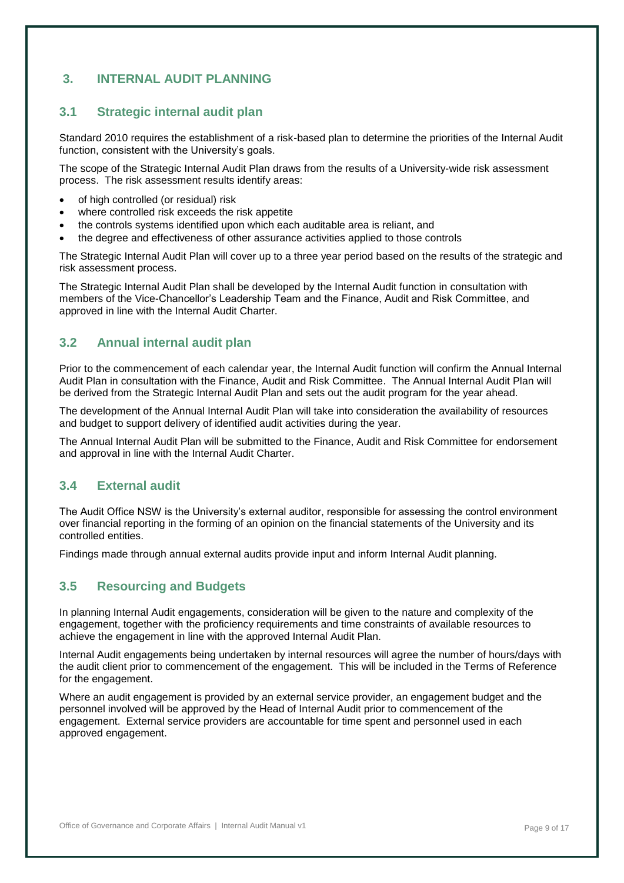## 3. INTERNAL AUDIT PLANNING

### 3.1 Strategic internal audit plan

Standard 2010 requires the establishment of a risk-based plan to determine the priorities of the Internal Audit function, consistent with the University's goals.

The scope of the Strategic Internal Audit Plan draws from the results of a University-wide risk assessment process. The risk assessment results identify areas:

- of high controlled (or residual) risk
- where controlled risk exceeds the risk appetite
- the controls systems identified upon which each auditable area is reliant, and
- the degree and effectiveness of other assurance activities applied to those controls

The Strategic Internal Audit Plan will cover up to a three year period based on the results of the strategic and risk assessment process.

The Strategic Internal Audit Plan shall be developed by the Internal Audit function in consultation with members of the Vice-Chancellor's Leadership Team and the Finance, Audit and Risk Committee, and approved in line with the Internal Audit Charter.

### 3.2 Annual internal audit plan

Prior to the commencement of each calendar year, the Internal Audit function will confirm the Annual Internal Audit Plan in consultation with the Finance, Audit and Risk Committee. The Annual Internal Audit Plan will be derived from the Strategic Internal Audit Plan and sets out the audit program for the year ahead.

The development of the Annual Internal Audit Plan will take into consideration the availability of resources and budget to support delivery of identified audit activities during the year.

The Annual Internal Audit Plan will be submitted to the Finance, Audit and Risk Committee for endorsement and approval in line with the Internal Audit Charter.

### 3.4 External audit

The Audit Office NSW is the University's external auditor, responsible for assessing the control environment over financial reporting in the forming of an opinion on the financial statements of the University and its controlled entities.

Findings made through annual external audits provide input and inform Internal Audit planning.

### 3.5 Resourcing and Budgets

In planning Internal Audit engagements, consideration will be given to the nature and complexity of the engagement, together with the proficiency requirements and time constraints of available resources to achieve the engagement in line with the approved Internal Audit Plan.

Internal Audit engagements being undertaken by internal resources will agree the number of hours/days with the audit client prior to commencement of the engagement. This will be included in the Terms of Reference for the engagement.

Where an audit engagement is provided by an external service provider, an engagement budget and the personnel involved will be approved by the Head of Internal Audit prior to commencement of the engagement. External service providers are accountable for time spent and personnel used in each approved engagement.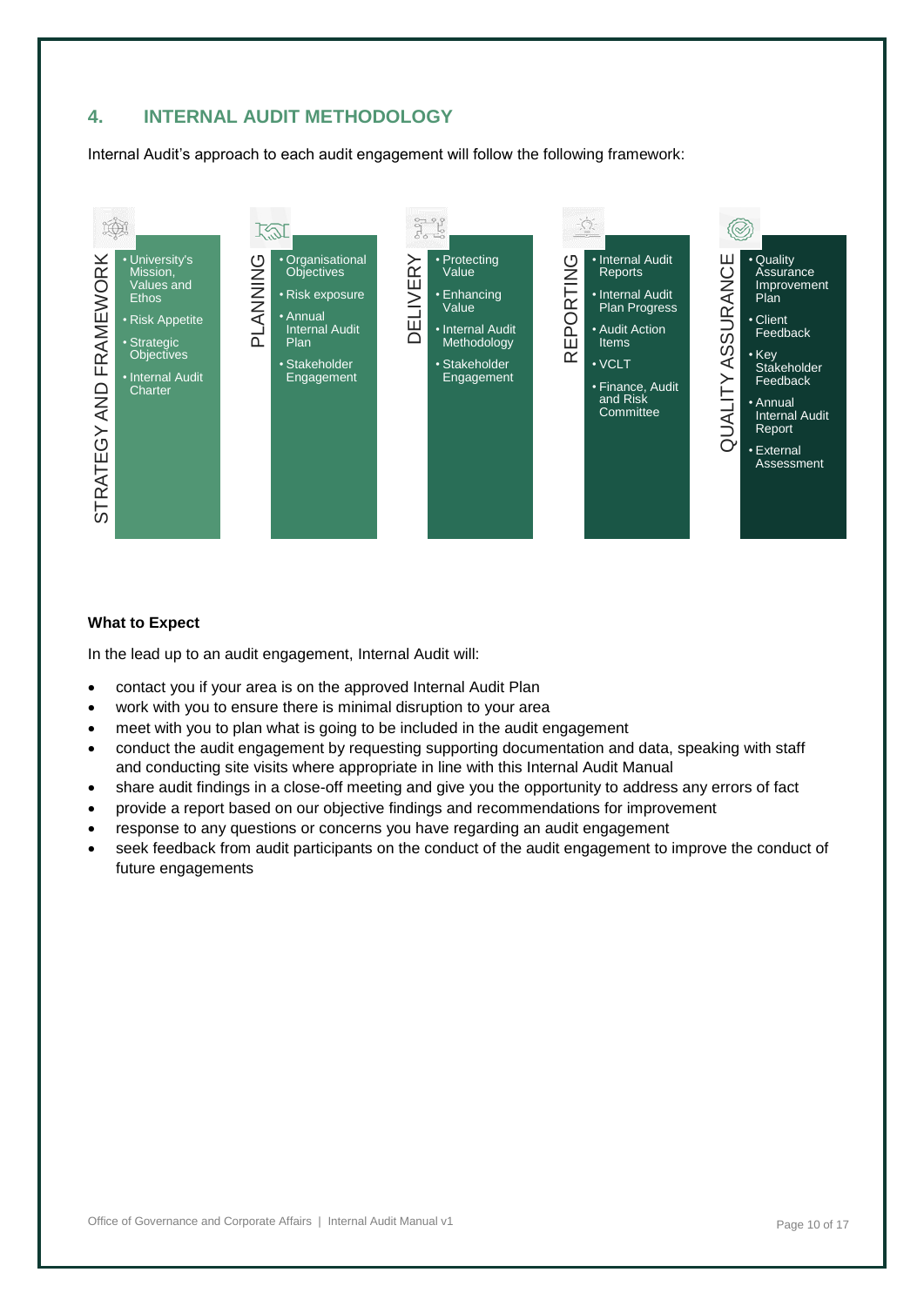## 4. INTERNAL AUDIT METHODOLOGY

Internal Audit's approach to each audit engagement will follow the following framework:

| STRATEGY AND FRAMEWORK | PLANNING | DELIVERY | REPORTING | QUALITY ASSURANCE |
|---|---|---|---|---|
| • University's Mission, Values and Ethos<br>• Risk Appetite<br>• Strategic Objectives<br>• Internal Audit Charter | • Organisational Objectives<br>• Risk exposure<br>• Annual Internal Audit Plan<br>• Stakeholder Engagement | • Protecting Value<br>• Enhancing Value<br>• Internal Audit Methodology<br>• Stakeholder Engagement | • Internal Audit Reports<br>• Internal Audit Plan Progress<br>• Audit Action Items<br>• VCLT<br>• Finance, Audit and Risk Committee | • Quality Assurance Improvement Plan<br>• Client Feedback<br>• Key Stakeholder Feedback<br>• Annual Internal Audit Report<br>• External Assessment |

**What to Expect**

In the lead up to an audit engagement, Internal Audit will:

- contact you if your area is on the approved Internal Audit Plan
- work with you to ensure there is minimal disruption to your area
- meet with you to plan what is going to be included in the audit engagement
- conduct the audit engagement by requesting supporting documentation and data, speaking with staff and conducting site visits where appropriate in line with this Internal Audit Manual
- share audit findings in a close-off meeting and give you the opportunity to address any errors of fact
- provide a report based on our objective findings and recommendations for improvement
- response to any questions or concerns you have regarding an audit engagement
- seek feedback from audit participants on the conduct of the audit engagement to improve the conduct of future engagements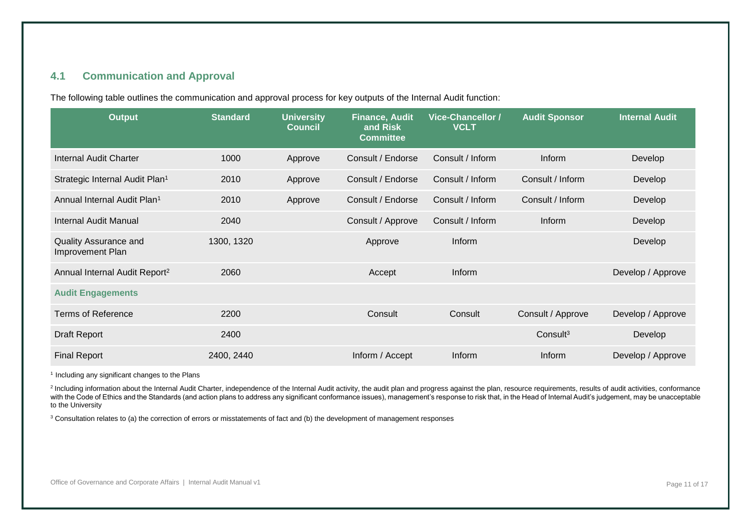## 4.1 Communication and Approval

The following table outlines the communication and approval process for key outputs of the Internal Audit function:

| Output | Standard | University Council | Finance, Audit and Risk Committee | Vice-Chancellor / VCLT | Audit Sponsor | Internal Audit |
|---|---|---|---|---|---|---|
| Internal Audit Charter | 1000 | Approve | Consult / Endorse | Consult / Inform | Inform | Develop |
| Strategic Internal Audit Plan[1] | 2010 | Approve | Consult / Endorse | Consult / Inform | Consult / Inform | Develop |
| Annual Internal Audit Plan[1] | 2010 | Approve | Consult / Endorse | Consult / Inform | Consult / Inform | Develop |
| Internal Audit Manual | 2040 | | Consult / Approve | Consult / Inform | Inform | Develop |
| Quality Assurance and Improvement Plan | 1300, 1320 | | Approve | Inform | | Develop |
| Annual Internal Audit Report[2] | 2060 | | Accept | Inform | | Develop / Approve |
| **Audit Engagements** | | | | | | |
| Terms of Reference | 2200 | | Consult | Consult | Consult / Approve | Develop / Approve |
| Draft Report | 2400 | | | | Consult[3] | Develop |
| Final Report | 2400, 2440 | | Inform / Accept | Inform | Inform | Develop / Approve |

[1] Including any significant changes to the Plans

[2] Including information about the Internal Audit Charter, independence of the Internal Audit activity, the audit plan and progress against the plan, resource requirements, results of audit activities, conformance with the Code of Ethics and the Standards (and action plans to address any significant conformance issues), management's response to risk that, in the Head of Internal Audit's judgement, may be unacceptable to the University

[3] Consultation relates to (a) the correction of errors or misstatements of fact and (b) the development of management responses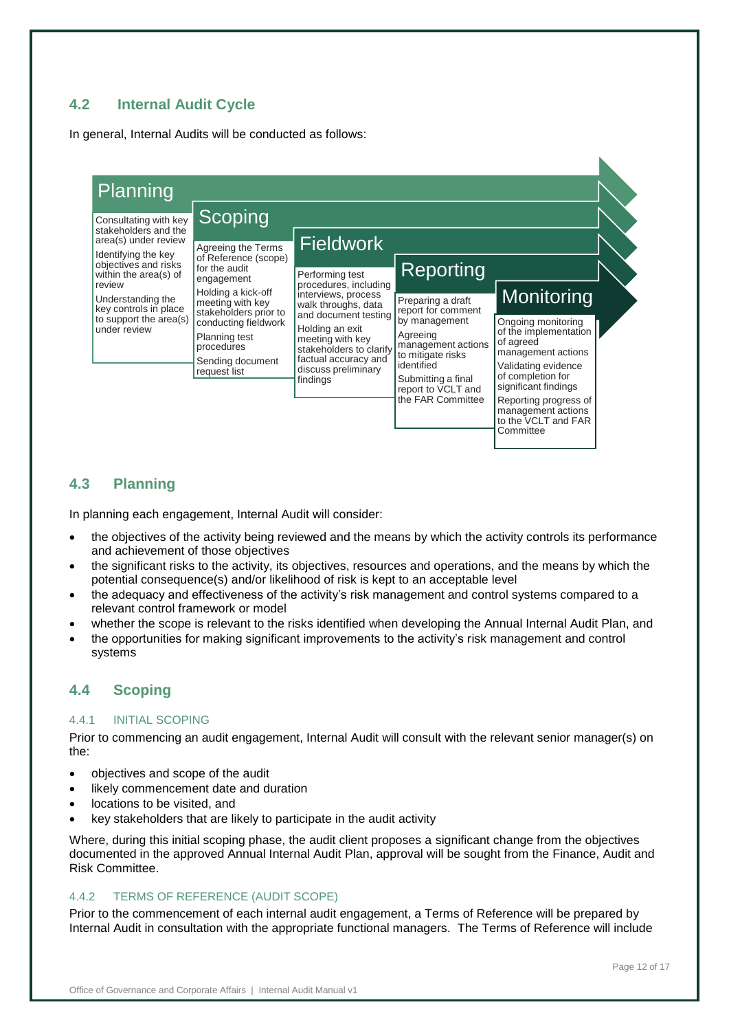## 4.2 Internal Audit Cycle

In general, Internal Audits will be conducted as follows:

| Planning | Scoping | Fieldwork | Reporting | Monitoring |
|---|---|---|---|---|
| Consulting with key stakeholders and the area(s) under review<br>Identifying the key objectives and risks within the area(s) of review<br>Understanding the key controls in place to support the area(s) under review | Agreeing the Terms of Reference (scope) for the audit engagement<br>Holding a kick-off meeting with key stakeholders prior to conducting fieldwork<br>Planning test procedures<br>Sending document request list | Performing test procedures, including interviews, process walk throughs, data and document testing<br>Holding an exit meeting with key stakeholders to clarify factual accuracy and discuss preliminary findings | Preparing a draft report for comment by management<br>Agreeing management actions to mitigate risks identified<br>Submitting a final report to VCLT and the FAR Committee | Ongoing monitoring of the implementation of agreed management actions<br>Validating evidence of completion for significant findings<br>Reporting progress of management actions to the VCLT and FAR Committee |

## 4.3 Planning

In planning each engagement, Internal Audit will consider:

- the objectives of the activity being reviewed and the means by which the activity controls its performance and achievement of those objectives
- the significant risks to the activity, its objectives, resources and operations, and the means by which the potential consequence(s) and/or likelihood of risk is kept to an acceptable level
- the adequacy and effectiveness of the activity's risk management and control systems compared to a relevant control framework or model
- whether the scope is relevant to the risks identified when developing the Annual Internal Audit Plan, and
- the opportunities for making significant improvements to the activity's risk management and control systems

## 4.4 Scoping

### 4.4.1 INITIAL SCOPING

Prior to commencing an audit engagement, Internal Audit will consult with the relevant senior manager(s) on the:

- objectives and scope of the audit
- likely commencement date and duration
- locations to be visited, and
- key stakeholders that are likely to participate in the audit activity

Where, during this initial scoping phase, the audit client proposes a significant change from the objectives documented in the approved Annual Internal Audit Plan, approval will be sought from the Finance, Audit and Risk Committee.

### 4.4.2 TERMS OF REFERENCE (AUDIT SCOPE)

Prior to the commencement of each internal audit engagement, a Terms of Reference will be prepared by Internal Audit in consultation with the appropriate functional managers. The Terms of Reference will include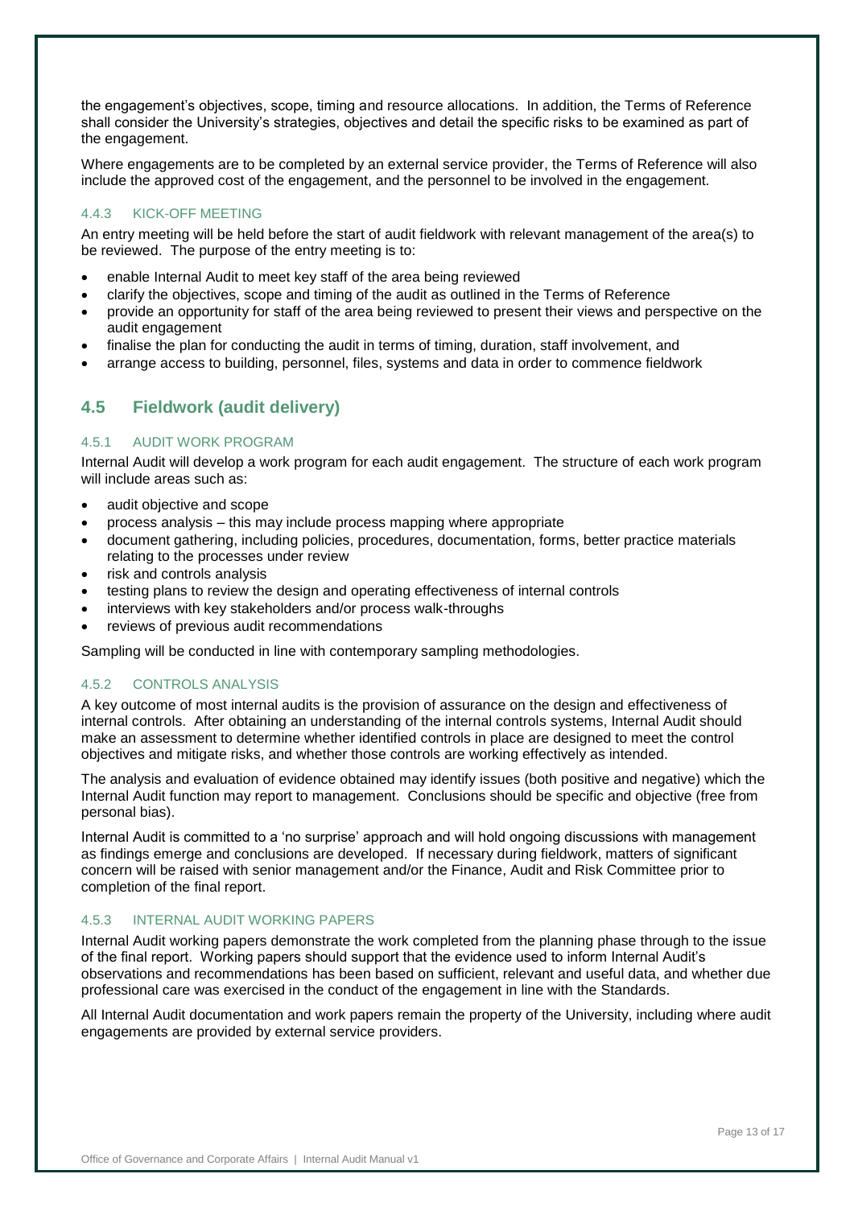the engagement's objectives, scope, timing and resource allocations. In addition, the Terms of Reference shall consider the University's strategies, objectives and detail the specific risks to be examined as part of the engagement.

Where engagements are to be completed by an external service provider, the Terms of Reference will also include the approved cost of the engagement, and the personnel to be involved in the engagement.

#### 4.4.3 KICK-OFF MEETING

An entry meeting will be held before the start of audit fieldwork with relevant management of the area(s) to be reviewed. The purpose of the entry meeting is to:

- enable Internal Audit to meet key staff of the area being reviewed
- clarify the objectives, scope and timing of the audit as outlined in the Terms of Reference
- provide an opportunity for staff of the area being reviewed to present their views and perspective on the audit engagement
- finalise the plan for conducting the audit in terms of timing, duration, staff involvement, and
- arrange access to building, personnel, files, systems and data in order to commence fieldwork

### 4.5 Fieldwork (audit delivery)

#### 4.5.1 AUDIT WORK PROGRAM

Internal Audit will develop a work program for each audit engagement. The structure of each work program will include areas such as:

- audit objective and scope
- process analysis – this may include process mapping where appropriate
- document gathering, including policies, procedures, documentation, forms, better practice materials relating to the processes under review
- risk and controls analysis
- testing plans to review the design and operating effectiveness of internal controls
- interviews with key stakeholders and/or process walk-throughs
- reviews of previous audit recommendations

Sampling will be conducted in line with contemporary sampling methodologies.

#### 4.5.2 CONTROLS ANALYSIS

A key outcome of most internal audits is the provision of assurance on the design and effectiveness of internal controls. After obtaining an understanding of the internal controls systems, Internal Audit should make an assessment to determine whether identified controls in place are designed to meet the control objectives and mitigate risks, and whether those controls are working effectively as intended.

The analysis and evaluation of evidence obtained may identify issues (both positive and negative) which the Internal Audit function may report to management. Conclusions should be specific and objective (free from personal bias).

Internal Audit is committed to a 'no surprise' approach and will hold ongoing discussions with management as findings emerge and conclusions are developed. If necessary during fieldwork, matters of significant concern will be raised with senior management and/or the Finance, Audit and Risk Committee prior to completion of the final report.

#### 4.5.3 INTERNAL AUDIT WORKING PAPERS

Internal Audit working papers demonstrate the work completed from the planning phase through to the issue of the final report. Working papers should support that the evidence used to inform Internal Audit's observations and recommendations has been based on sufficient, relevant and useful data, and whether due professional care was exercised in the conduct of the engagement in line with the Standards.

All Internal Audit documentation and work papers remain the property of the University, including where audit engagements are provided by external service providers.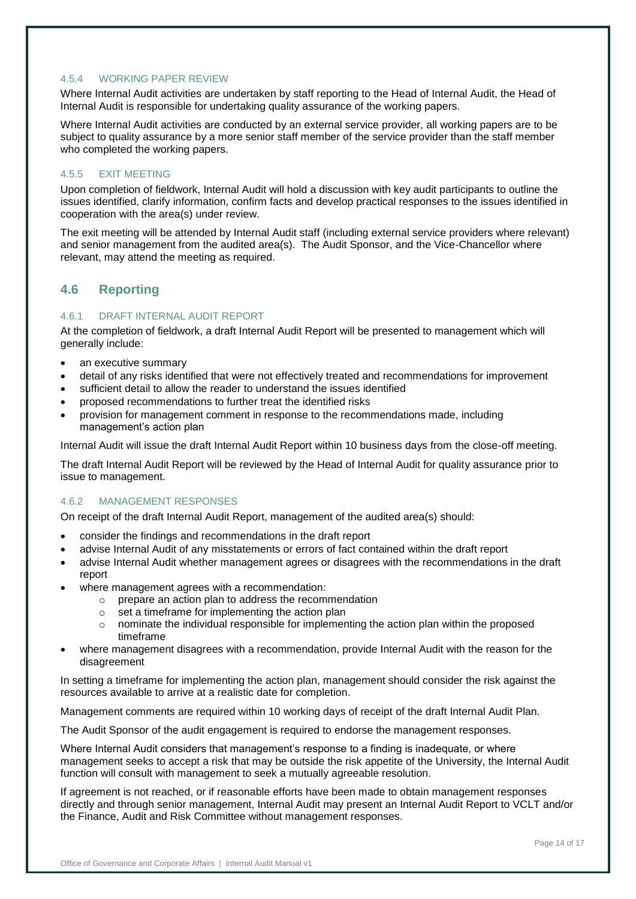#### 4.5.4 WORKING PAPER REVIEW

Where Internal Audit activities are undertaken by staff reporting to the Head of Internal Audit, the Head of Internal Audit is responsible for undertaking quality assurance of the working papers.

Where Internal Audit activities are conducted by an external service provider, all working papers are to be subject to quality assurance by a more senior staff member of the service provider than the staff member who completed the working papers.

#### 4.5.5 EXIT MEETING

Upon completion of fieldwork, Internal Audit will hold a discussion with key audit participants to outline the issues identified, clarify information, confirm facts and develop practical responses to the issues identified in cooperation with the area(s) under review.

The exit meeting will be attended by Internal Audit staff (including external service providers where relevant) and senior management from the audited area(s). The Audit Sponsor, and the Vice-Chancellor where relevant, may attend the meeting as required.

## 4.6 Reporting

#### 4.6.1 DRAFT INTERNAL AUDIT REPORT

At the completion of fieldwork, a draft Internal Audit Report will be presented to management which will generally include:

- an executive summary
- detail of any risks identified that were not effectively treated and recommendations for improvement
- sufficient detail to allow the reader to understand the issues identified
- proposed recommendations to further treat the identified risks
- provision for management comment in response to the recommendations made, including management's action plan

Internal Audit will issue the draft Internal Audit Report within 10 business days from the close-off meeting.

The draft Internal Audit Report will be reviewed by the Head of Internal Audit for quality assurance prior to issue to management.

#### 4.6.2 MANAGEMENT RESPONSES

On receipt of the draft Internal Audit Report, management of the audited area(s) should:

- consider the findings and recommendations in the draft report
- advise Internal Audit of any misstatements or errors of fact contained within the draft report
- advise Internal Audit whether management agrees or disagrees with the recommendations in the draft report
- where management agrees with a recommendation:
    - prepare an action plan to address the recommendation
    - set a timeframe for implementing the action plan
    - nominate the individual responsible for implementing the action plan within the proposed timeframe
- where management disagrees with a recommendation, provide Internal Audit with the reason for the disagreement

In setting a timeframe for implementing the action plan, management should consider the risk against the resources available to arrive at a realistic date for completion.

Management comments are required within 10 working days of receipt of the draft Internal Audit Plan.

The Audit Sponsor of the audit engagement is required to endorse the management responses.

Where Internal Audit considers that management's response to a finding is inadequate, or where management seeks to accept a risk that may be outside the risk appetite of the University, the Internal Audit function will consult with management to seek a mutually agreeable resolution.

If agreement is not reached, or if reasonable efforts have been made to obtain management responses directly and through senior management, Internal Audit may present an Internal Audit Report to VCLT and/or the Finance, Audit and Risk Committee without management responses.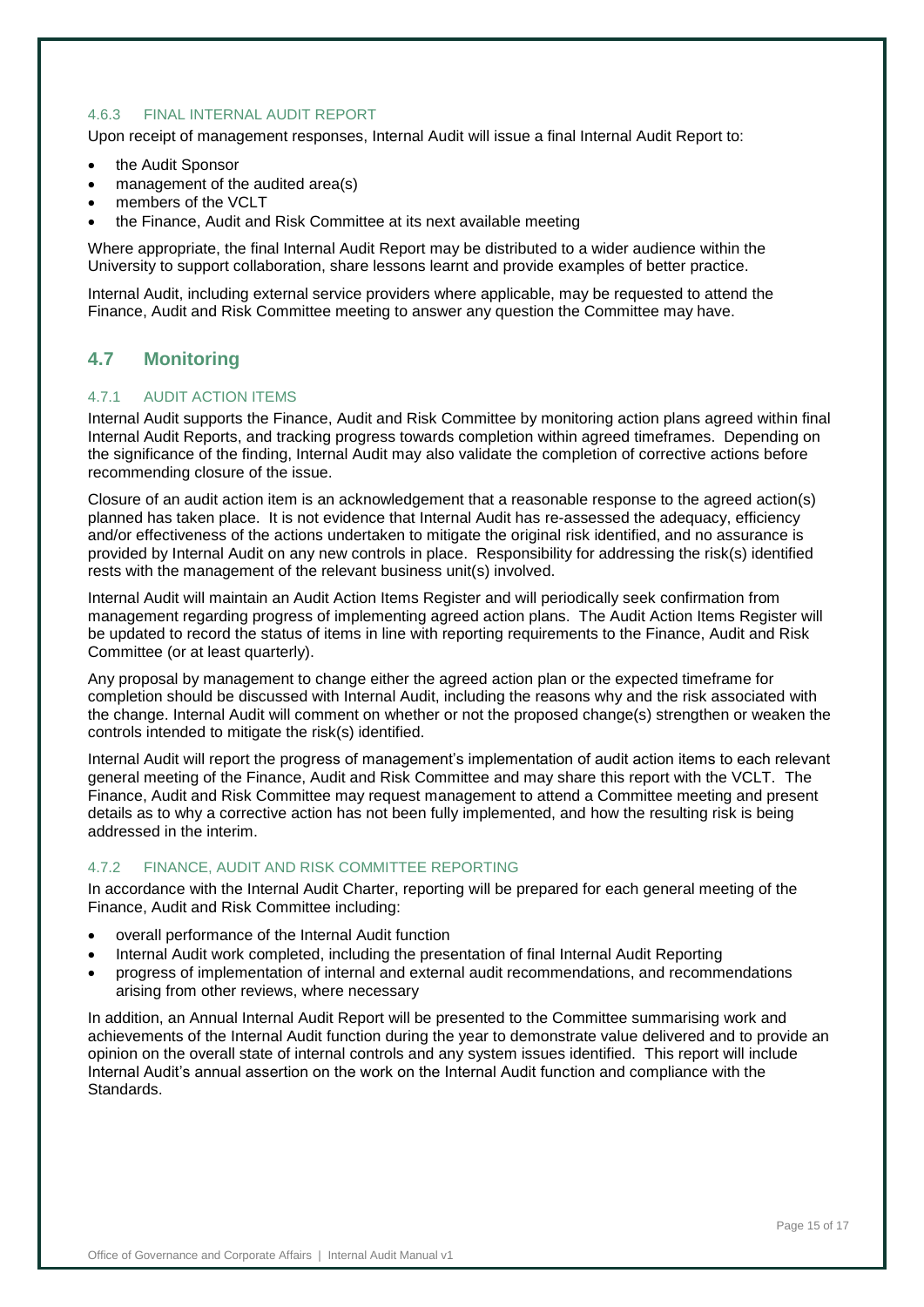#### 4.6.3 FINAL INTERNAL AUDIT REPORT

Upon receipt of management responses, Internal Audit will issue a final Internal Audit Report to:

- the Audit Sponsor
- management of the audited area(s)
- members of the VCLT
- the Finance, Audit and Risk Committee at its next available meeting

Where appropriate, the final Internal Audit Report may be distributed to a wider audience within the University to support collaboration, share lessons learnt and provide examples of better practice.

Internal Audit, including external service providers where applicable, may be requested to attend the Finance, Audit and Risk Committee meeting to answer any question the Committee may have.

### 4.7 Monitoring

#### 4.7.1 AUDIT ACTION ITEMS

Internal Audit supports the Finance, Audit and Risk Committee by monitoring action plans agreed within final Internal Audit Reports, and tracking progress towards completion within agreed timeframes. Depending on the significance of the finding, Internal Audit may also validate the completion of corrective actions before recommending closure of the issue.

Closure of an audit action item is an acknowledgement that a reasonable response to the agreed action(s) planned has taken place. It is not evidence that Internal Audit has re-assessed the adequacy, efficiency and/or effectiveness of the actions undertaken to mitigate the original risk identified, and no assurance is provided by Internal Audit on any new controls in place. Responsibility for addressing the risk(s) identified rests with the management of the relevant business unit(s) involved.

Internal Audit will maintain an Audit Action Items Register and will periodically seek confirmation from management regarding progress of implementing agreed action plans. The Audit Action Items Register will be updated to record the status of items in line with reporting requirements to the Finance, Audit and Risk Committee (or at least quarterly).

Any proposal by management to change either the agreed action plan or the expected timeframe for completion should be discussed with Internal Audit, including the reasons why and the risk associated with the change. Internal Audit will comment on whether or not the proposed change(s) strengthen or weaken the controls intended to mitigate the risk(s) identified.

Internal Audit will report the progress of management's implementation of audit action items to each relevant general meeting of the Finance, Audit and Risk Committee and may share this report with the VCLT. The Finance, Audit and Risk Committee may request management to attend a Committee meeting and present details as to why a corrective action has not been fully implemented, and how the resulting risk is being addressed in the interim.

#### 4.7.2 FINANCE, AUDIT AND RISK COMMITTEE REPORTING

In accordance with the Internal Audit Charter, reporting will be prepared for each general meeting of the Finance, Audit and Risk Committee including:

- overall performance of the Internal Audit function
- Internal Audit work completed, including the presentation of final Internal Audit Reporting
- progress of implementation of internal and external audit recommendations, and recommendations arising from other reviews, where necessary

In addition, an Annual Internal Audit Report will be presented to the Committee summarising work and achievements of the Internal Audit function during the year to demonstrate value delivered and to provide an opinion on the overall state of internal controls and any system issues identified. This report will include Internal Audit's annual assertion on the work on the Internal Audit function and compliance with the Standards.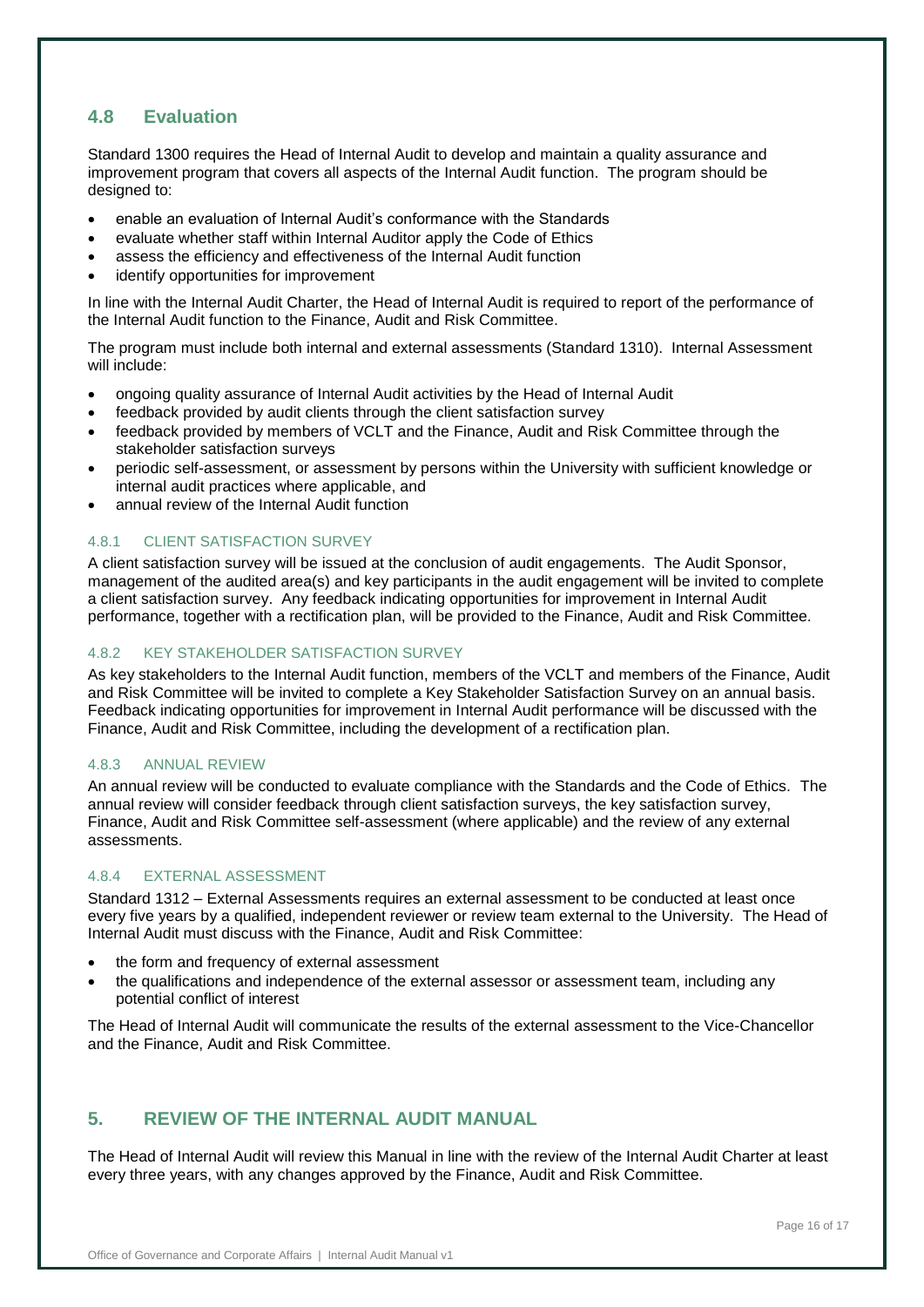## 4.8 Evaluation

Standard 1300 requires the Head of Internal Audit to develop and maintain a quality assurance and improvement program that covers all aspects of the Internal Audit function. The program should be designed to:

- enable an evaluation of Internal Audit's conformance with the Standards
- evaluate whether staff within Internal Auditor apply the Code of Ethics
- assess the efficiency and effectiveness of the Internal Audit function
- identify opportunities for improvement

In line with the Internal Audit Charter, the Head of Internal Audit is required to report of the performance of the Internal Audit function to the Finance, Audit and Risk Committee.

The program must include both internal and external assessments (Standard 1310). Internal Assessment will include:

- ongoing quality assurance of Internal Audit activities by the Head of Internal Audit
- feedback provided by audit clients through the client satisfaction survey
- feedback provided by members of VCLT and the Finance, Audit and Risk Committee through the stakeholder satisfaction surveys
- periodic self-assessment, or assessment by persons within the University with sufficient knowledge or internal audit practices where applicable, and
- annual review of the Internal Audit function

### 4.8.1 CLIENT SATISFACTION SURVEY

A client satisfaction survey will be issued at the conclusion of audit engagements. The Audit Sponsor, management of the audited area(s) and key participants in the audit engagement will be invited to complete a client satisfaction survey. Any feedback indicating opportunities for improvement in Internal Audit performance, together with a rectification plan, will be provided to the Finance, Audit and Risk Committee.

### 4.8.2 KEY STAKEHOLDER SATISFACTION SURVEY

As key stakeholders to the Internal Audit function, members of the VCLT and members of the Finance, Audit and Risk Committee will be invited to complete a Key Stakeholder Satisfaction Survey on an annual basis. Feedback indicating opportunities for improvement in Internal Audit performance will be discussed with the Finance, Audit and Risk Committee, including the development of a rectification plan.

### 4.8.3 ANNUAL REVIEW

An annual review will be conducted to evaluate compliance with the Standards and the Code of Ethics. The annual review will consider feedback through client satisfaction surveys, the key satisfaction survey, Finance, Audit and Risk Committee self-assessment (where applicable) and the review of any external assessments.

### 4.8.4 EXTERNAL ASSESSMENT

Standard 1312 – External Assessments requires an external assessment to be conducted at least once every five years by a qualified, independent reviewer or review team external to the University. The Head of Internal Audit must discuss with the Finance, Audit and Risk Committee:

- the form and frequency of external assessment
- the qualifications and independence of the external assessor or assessment team, including any potential conflict of interest

The Head of Internal Audit will communicate the results of the external assessment to the Vice-Chancellor and the Finance, Audit and Risk Committee.

# 5. REVIEW OF THE INTERNAL AUDIT MANUAL

The Head of Internal Audit will review this Manual in line with the review of the Internal Audit Charter at least every three years, with any changes approved by the Finance, Audit and Risk Committee.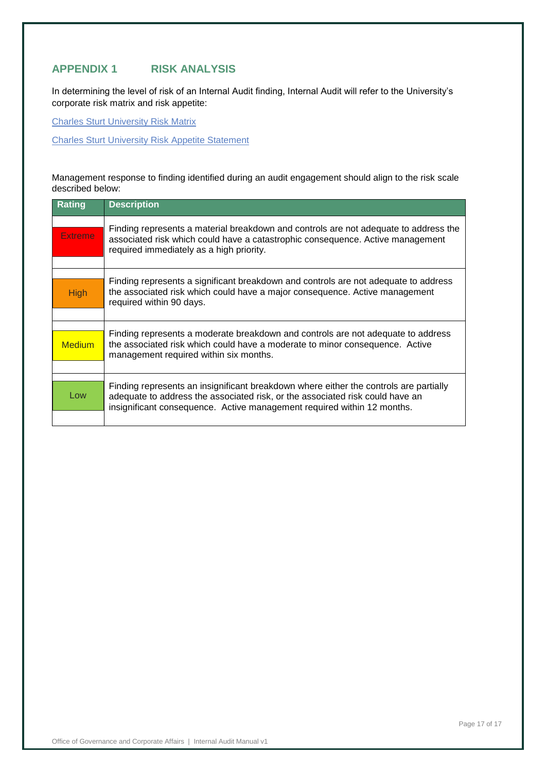## APPENDIX 1 RISK ANALYSIS

In determining the level of risk of an Internal Audit finding, Internal Audit will refer to the University's corporate risk matrix and risk appetite:

[Charles Sturt University Risk Matrix]

[Charles Sturt University Risk Appetite Statement]

Management response to finding identified during an audit engagement should align to the risk scale described below:

| Rating | Description |
|---|---|
| Extreme | Finding represents a material breakdown and controls are not adequate to address the associated risk which could have a catastrophic consequence. Active management required immediately as a high priority. |
| High | Finding represents a significant breakdown and controls are not adequate to address the associated risk which could have a major consequence. Active management required within 90 days. |
| Medium | Finding represents a moderate breakdown and controls are not adequate to address the associated risk which could have a moderate to minor consequence. Active management required within six months. |
| Low | Finding represents an insignificant breakdown where either the controls are partially adequate to address the associated risk, or the associated risk could have an insignificant consequence. Active management required within 12 months. |